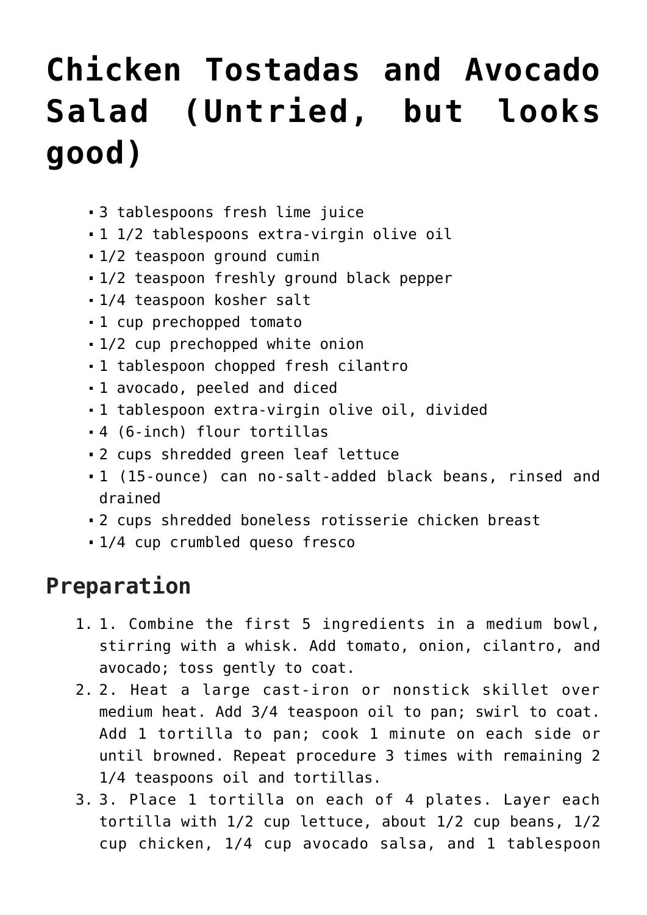# Chicken Tostadas and Avocado Salad (Untried, but looks good)

- 3 tablespoons fresh lime juice
- 1 1/2 tablespoons extra-virgin olive oil
- 1/2 teaspoon ground cumin
- 1/2 teaspoon freshly ground black pepper
- 1/4 teaspoon kosher salt
- 1 cup prechopped tomato
- 1/2 cup prechopped white onion
- 1 tablespoon chopped fresh cilantro
- 1 avocado, peeled and diced
- 1 tablespoon extra-virgin olive oil, divided
- 4 (6-inch) flour tortillas
- 2 cups shredded green leaf lettuce
- 1 (15-ounce) can no-salt-added black beans, rinsed and drained
- 2 cups shredded boneless rotisserie chicken breast
- 1/4 cup crumbled queso fresco

## Preparation

1. 1. Combine the first 5 ingredients in a medium bowl, stirring with a whisk. Add tomato, onion, cilantro, and avocado; toss gently to coat.
2. 2. Heat a large cast-iron or nonstick skillet over medium heat. Add 3/4 teaspoon oil to pan; swirl to coat. Add 1 tortilla to pan; cook 1 minute on each side or until browned. Repeat procedure 3 times with remaining 2 1/4 teaspoons oil and tortillas.
3. 3. Place 1 tortilla on each of 4 plates. Layer each tortilla with 1/2 cup lettuce, about 1/2 cup beans, 1/2 cup chicken, 1/4 cup avocado salsa, and 1 tablespoon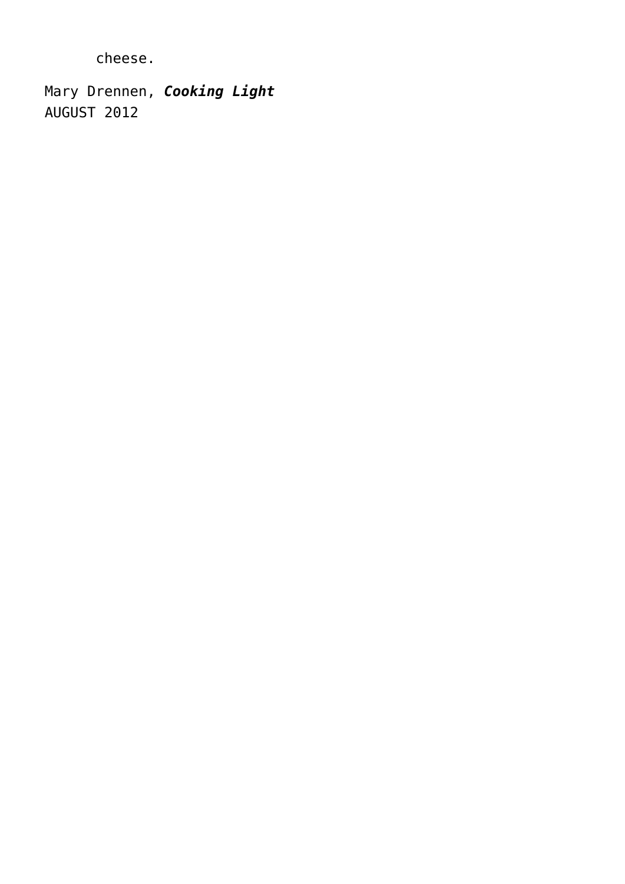cheese.

Mary Drennen, ***Cooking Light***
AUGUST 2012